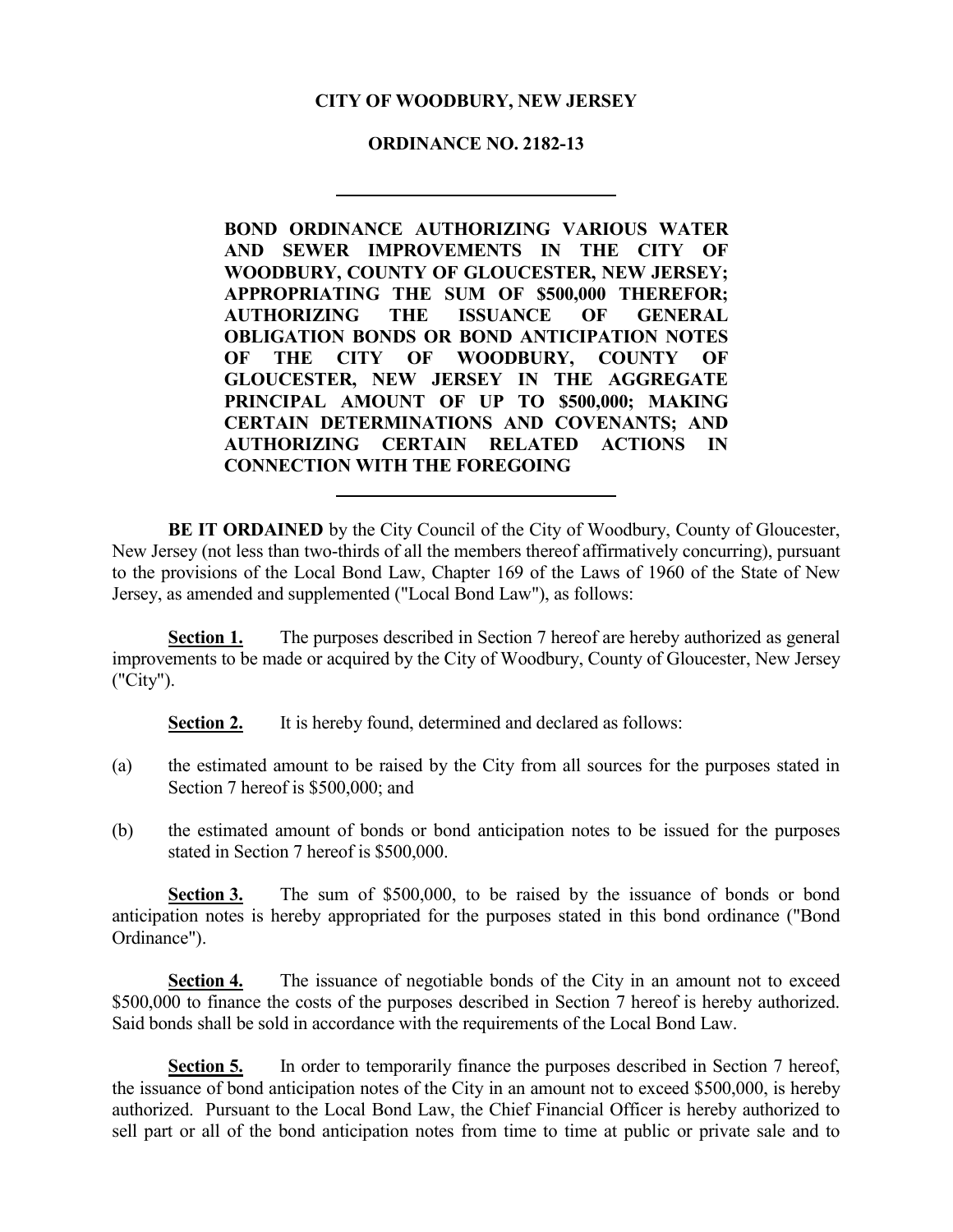# CITY OF WOODBURY, NEW JERSEY

## ORDINANCE NO. 2182-13

---

**BOND ORDINANCE AUTHORIZING VARIOUS WATER AND SEWER IMPROVEMENTS IN THE CITY OF WOODBURY, COUNTY OF GLOUCESTER, NEW JERSEY; APPROPRIATING THE SUM OF \$500,000 THEREFOR; AUTHORIZING THE ISSUANCE OF GENERAL OBLIGATION BONDS OR BOND ANTICIPATION NOTES OF THE CITY OF WOODBURY, COUNTY OF GLOUCESTER, NEW JERSEY IN THE AGGREGATE PRINCIPAL AMOUNT OF UP TO \$500,000; MAKING CERTAIN DETERMINATIONS AND COVENANTS; AND AUTHORIZING CERTAIN RELATED ACTIONS IN CONNECTION WITH THE FOREGOING**

---

**BE IT ORDAINED** by the City Council of the City of Woodbury, County of Gloucester, New Jersey (not less than two-thirds of all the members thereof affirmatively concurring), pursuant to the provisions of the Local Bond Law, Chapter 169 of the Laws of 1960 of the State of New Jersey, as amended and supplemented ("Local Bond Law"), as follows:

**<u>Section 1.</u>** The purposes described in Section 7 hereof are hereby authorized as general improvements to be made or acquired by the City of Woodbury, County of Gloucester, New Jersey ("City").

**<u>Section 2.</u>** It is hereby found, determined and declared as follows:

(a) the estimated amount to be raised by the City from all sources for the purposes stated in Section 7 hereof is \$500,000; and

(b) the estimated amount of bonds or bond anticipation notes to be issued for the purposes stated in Section 7 hereof is \$500,000.

**<u>Section 3.</u>** The sum of \$500,000, to be raised by the issuance of bonds or bond anticipation notes is hereby appropriated for the purposes stated in this bond ordinance ("Bond Ordinance").

**<u>Section 4.</u>** The issuance of negotiable bonds of the City in an amount not to exceed \$500,000 to finance the costs of the purposes described in Section 7 hereof is hereby authorized. Said bonds shall be sold in accordance with the requirements of the Local Bond Law.

**<u>Section 5.</u>** In order to temporarily finance the purposes described in Section 7 hereof, the issuance of bond anticipation notes of the City in an amount not to exceed \$500,000, is hereby authorized. Pursuant to the Local Bond Law, the Chief Financial Officer is hereby authorized to sell part or all of the bond anticipation notes from time to time at public or private sale and to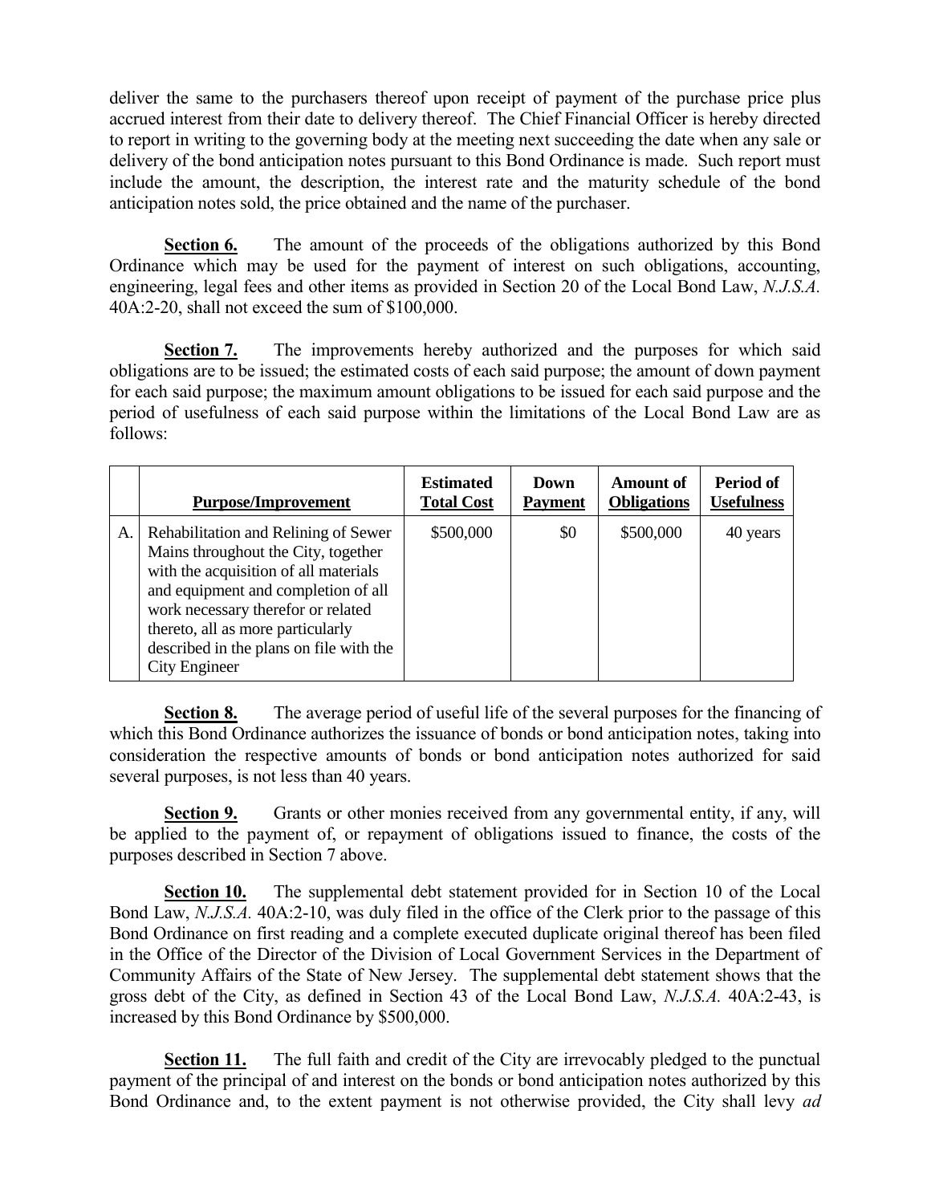deliver the same to the purchasers thereof upon receipt of payment of the purchase price plus accrued interest from their date to delivery thereof. The Chief Financial Officer is hereby directed to report in writing to the governing body at the meeting next succeeding the date when any sale or delivery of the bond anticipation notes pursuant to this Bond Ordinance is made. Such report must include the amount, the description, the interest rate and the maturity schedule of the bond anticipation notes sold, the price obtained and the name of the purchaser.

**Section 6.** The amount of the proceeds of the obligations authorized by this Bond Ordinance which may be used for the payment of interest on such obligations, accounting, engineering, legal fees and other items as provided in Section 20 of the Local Bond Law, *N.J.S.A.* 40A:2-20, shall not exceed the sum of $100,000.

**Section 7.** The improvements hereby authorized and the purposes for which said obligations are to be issued; the estimated costs of each said purpose; the amount of down payment for each said purpose; the maximum amount obligations to be issued for each said purpose and the period of usefulness of each said purpose within the limitations of the Local Bond Law are as follows:

| | Purpose/Improvement | Estimated Total Cost | Down Payment | Amount of Obligations | Period of Usefulness |
|---|---|---|---|---|---|
| A. | Rehabilitation and Relining of Sewer Mains throughout the City, together with the acquisition of all materials and equipment and completion of all work necessary therefor or related thereto, all as more particularly described in the plans on file with the City Engineer | $500,000 | $0 | $500,000 | 40 years |

**Section 8.** The average period of useful life of the several purposes for the financing of which this Bond Ordinance authorizes the issuance of bonds or bond anticipation notes, taking into consideration the respective amounts of bonds or bond anticipation notes authorized for said several purposes, is not less than 40 years.

**Section 9.** Grants or other monies received from any governmental entity, if any, will be applied to the payment of, or repayment of obligations issued to finance, the costs of the purposes described in Section 7 above.

**Section 10.** The supplemental debt statement provided for in Section 10 of the Local Bond Law, *N.J.S.A.* 40A:2-10, was duly filed in the office of the Clerk prior to the passage of this Bond Ordinance on first reading and a complete executed duplicate original thereof has been filed in the Office of the Director of the Division of Local Government Services in the Department of Community Affairs of the State of New Jersey. The supplemental debt statement shows that the gross debt of the City, as defined in Section 43 of the Local Bond Law, *N.J.S.A.* 40A:2-43, is increased by this Bond Ordinance by $500,000.

**Section 11.** The full faith and credit of the City are irrevocably pledged to the punctual payment of the principal of and interest on the bonds or bond anticipation notes authorized by this Bond Ordinance and, to the extent payment is not otherwise provided, the City shall levy *ad*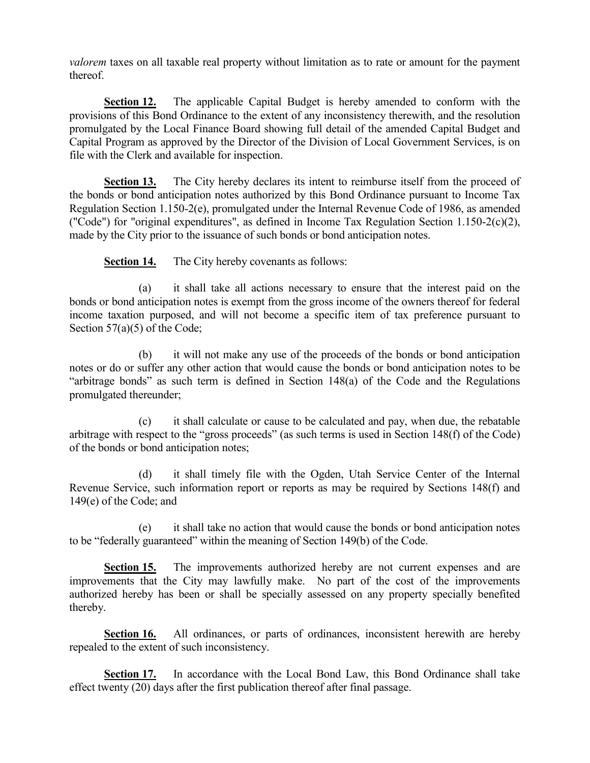*valorem* taxes on all taxable real property without limitation as to rate or amount for the payment thereof.

**Section 12.** The applicable Capital Budget is hereby amended to conform with the provisions of this Bond Ordinance to the extent of any inconsistency therewith, and the resolution promulgated by the Local Finance Board showing full detail of the amended Capital Budget and Capital Program as approved by the Director of the Division of Local Government Services, is on file with the Clerk and available for inspection.

**Section 13.** The City hereby declares its intent to reimburse itself from the proceed of the bonds or bond anticipation notes authorized by this Bond Ordinance pursuant to Income Tax Regulation Section 1.150-2(e), promulgated under the Internal Revenue Code of 1986, as amended ("Code") for "original expenditures", as defined in Income Tax Regulation Section 1.150-2(c)(2), made by the City prior to the issuance of such bonds or bond anticipation notes.

**Section 14.** The City hereby covenants as follows:

(a) it shall take all actions necessary to ensure that the interest paid on the bonds or bond anticipation notes is exempt from the gross income of the owners thereof for federal income taxation purposed, and will not become a specific item of tax preference pursuant to Section 57(a)(5) of the Code;

(b) it will not make any use of the proceeds of the bonds or bond anticipation notes or do or suffer any other action that would cause the bonds or bond anticipation notes to be "arbitrage bonds" as such term is defined in Section 148(a) of the Code and the Regulations promulgated thereunder;

(c) it shall calculate or cause to be calculated and pay, when due, the rebatable arbitrage with respect to the "gross proceeds" (as such terms is used in Section 148(f) of the Code) of the bonds or bond anticipation notes;

(d) it shall timely file with the Ogden, Utah Service Center of the Internal Revenue Service, such information report or reports as may be required by Sections 148(f) and 149(e) of the Code; and

(e) it shall take no action that would cause the bonds or bond anticipation notes to be "federally guaranteed" within the meaning of Section 149(b) of the Code.

**Section 15.** The improvements authorized hereby are not current expenses and are improvements that the City may lawfully make. No part of the cost of the improvements authorized hereby has been or shall be specially assessed on any property specially benefited thereby.

**Section 16.** All ordinances, or parts of ordinances, inconsistent herewith are hereby repealed to the extent of such inconsistency.

**Section 17.** In accordance with the Local Bond Law, this Bond Ordinance shall take effect twenty (20) days after the first publication thereof after final passage.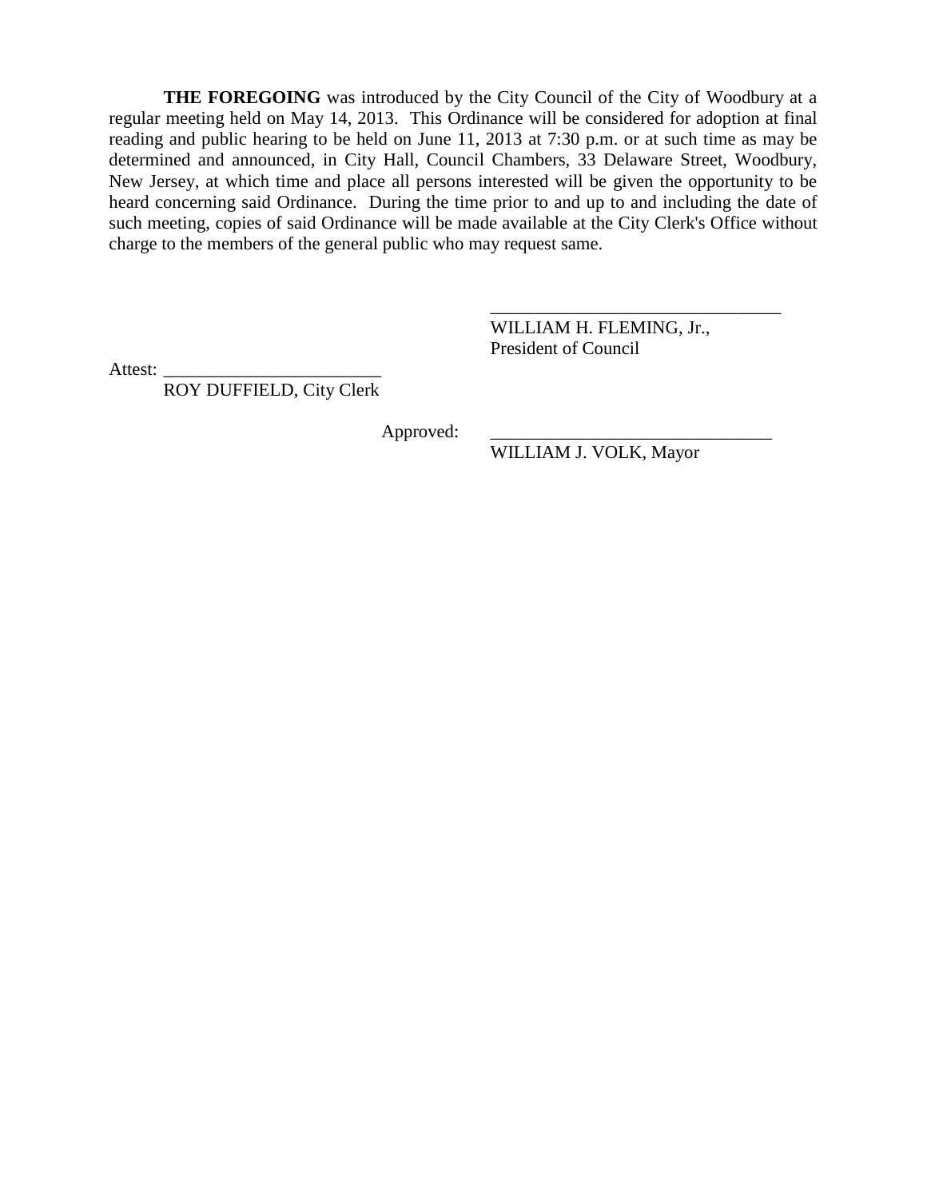**THE FOREGOING** was introduced by the City Council of the City of Woodbury at a regular meeting held on May 14, 2013. This Ordinance will be considered for adoption at final reading and public hearing to be held on June 11, 2013 at 7:30 p.m. or at such time as may be determined and announced, in City Hall, Council Chambers, 33 Delaware Street, Woodbury, New Jersey, at which time and place all persons interested will be given the opportunity to be heard concerning said Ordinance. During the time prior to and up to and including the date of such meeting, copies of said Ordinance will be made available at the City Clerk's Office without charge to the members of the general public who may request same.

________________________________
WILLIAM H. FLEMING, Jr.,
President of Council

Attest: ________________________
ROY DUFFIELD, City Clerk

Approved: ______________________________
WILLIAM J. VOLK, Mayor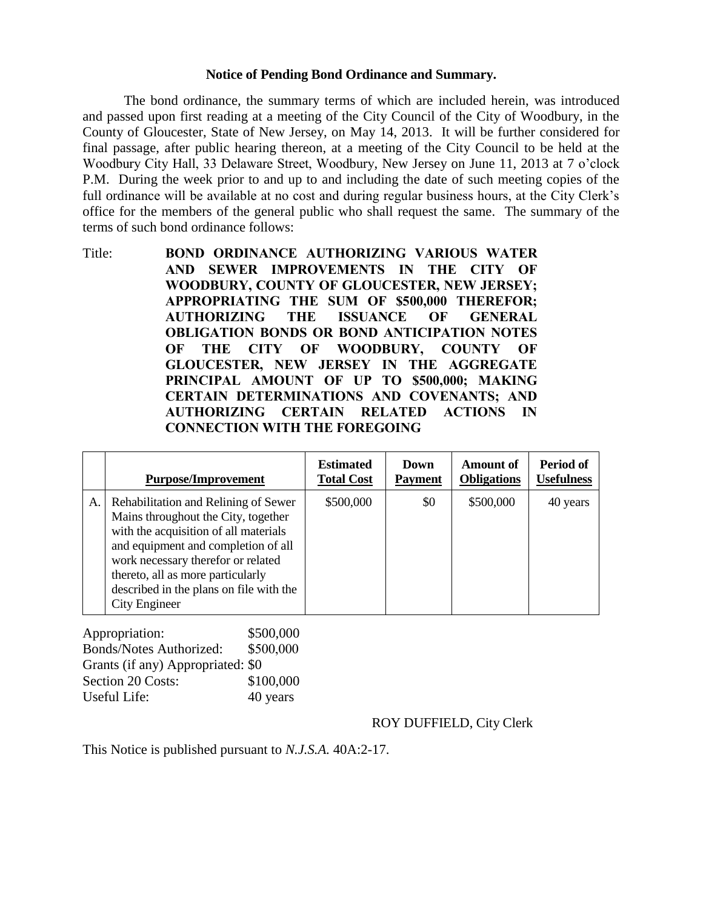**Notice of Pending Bond Ordinance and Summary.**

The bond ordinance, the summary terms of which are included herein, was introduced and passed upon first reading at a meeting of the City Council of the City of Woodbury, in the County of Gloucester, State of New Jersey, on May 14, 2013. It will be further considered for final passage, after public hearing thereon, at a meeting of the City Council to be held at the Woodbury City Hall, 33 Delaware Street, Woodbury, New Jersey on June 11, 2013 at 7 o'clock P.M. During the week prior to and up to and including the date of such meeting copies of the full ordinance will be available at no cost and during regular business hours, at the City Clerk's office for the members of the general public who shall request the same. The summary of the terms of such bond ordinance follows:

Title: **BOND ORDINANCE AUTHORIZING VARIOUS WATER AND SEWER IMPROVEMENTS IN THE CITY OF WOODBURY, COUNTY OF GLOUCESTER, NEW JERSEY; APPROPRIATING THE SUM OF $500,000 THEREFOR; AUTHORIZING THE ISSUANCE OF GENERAL OBLIGATION BONDS OR BOND ANTICIPATION NOTES OF THE CITY OF WOODBURY, COUNTY OF GLOUCESTER, NEW JERSEY IN THE AGGREGATE PRINCIPAL AMOUNT OF UP TO $500,000; MAKING CERTAIN DETERMINATIONS AND COVENANTS; AND AUTHORIZING CERTAIN RELATED ACTIONS IN CONNECTION WITH THE FOREGOING**

| | Purpose/Improvement | Estimated Total Cost | Down Payment | Amount of Obligations | Period of Usefulness |
|---|---|---|---|---|---|
| A. | Rehabilitation and Relining of Sewer Mains throughout the City, together with the acquisition of all materials and equipment and completion of all work necessary therefor or related thereto, all as more particularly described in the plans on file with the City Engineer | $500,000 | $0 | $500,000 | 40 years |

Appropriation: $500,000
Bonds/Notes Authorized: $500,000
Grants (if any) Appropriated: $0
Section 20 Costs: $100,000
Useful Life: 40 years

ROY DUFFIELD, City Clerk

This Notice is published pursuant to *N.J.S.A.* 40A:2-17.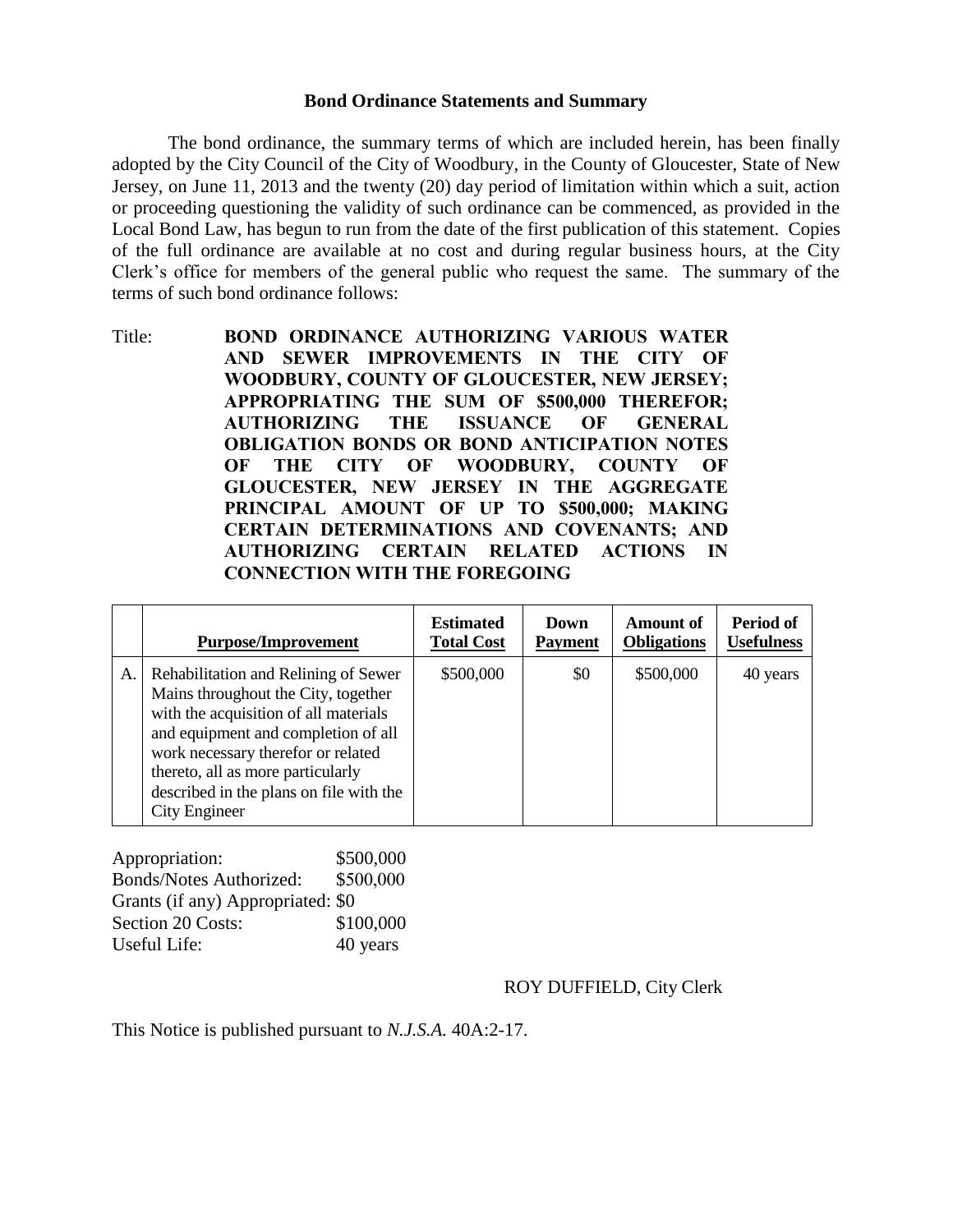**Bond Ordinance Statements and Summary**

The bond ordinance, the summary terms of which are included herein, has been finally adopted by the City Council of the City of Woodbury, in the County of Gloucester, State of New Jersey, on June 11, 2013 and the twenty (20) day period of limitation within which a suit, action or proceeding questioning the validity of such ordinance can be commenced, as provided in the Local Bond Law, has begun to run from the date of the first publication of this statement. Copies of the full ordinance are available at no cost and during regular business hours, at the City Clerk's office for members of the general public who request the same. The summary of the terms of such bond ordinance follows:

Title: **BOND ORDINANCE AUTHORIZING VARIOUS WATER AND SEWER IMPROVEMENTS IN THE CITY OF WOODBURY, COUNTY OF GLOUCESTER, NEW JERSEY; APPROPRIATING THE SUM OF $500,000 THEREFOR; AUTHORIZING THE ISSUANCE OF GENERAL OBLIGATION BONDS OR BOND ANTICIPATION NOTES OF THE CITY OF WOODBURY, COUNTY OF GLOUCESTER, NEW JERSEY IN THE AGGREGATE PRINCIPAL AMOUNT OF UP TO $500,000; MAKING CERTAIN DETERMINATIONS AND COVENANTS; AND AUTHORIZING CERTAIN RELATED ACTIONS IN CONNECTION WITH THE FOREGOING**

| | Purpose/Improvement | Estimated Total Cost | Down Payment | Amount of Obligations | Period of Usefulness |
|---|---|---|---|---|---|
| A. | Rehabilitation and Relining of Sewer Mains throughout the City, together with the acquisition of all materials and equipment and completion of all work necessary therefor or related thereto, all as more particularly described in the plans on file with the City Engineer | $500,000 | $0 | $500,000 | 40 years |

Appropriation: $500,000
Bonds/Notes Authorized: $500,000
Grants (if any) Appropriated: $0
Section 20 Costs: $100,000
Useful Life: 40 years

ROY DUFFIELD, City Clerk

This Notice is published pursuant to *N.J.S.A.* 40A:2-17.